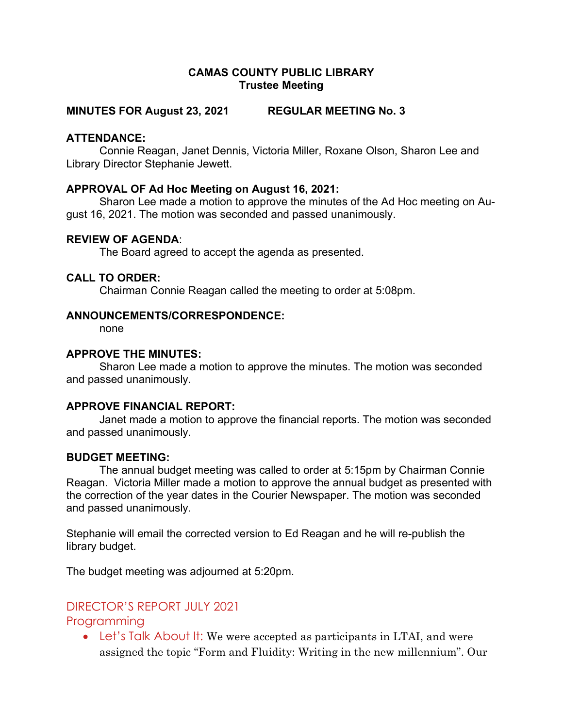**CAMAS COUNTY PUBLIC LIBRARY**
**Trustee Meeting**

**MINUTES FOR August 23, 2021 REGULAR MEETING No. 3**

**ATTENDANCE:**

Connie Reagan, Janet Dennis, Victoria Miller, Roxane Olson, Sharon Lee and Library Director Stephanie Jewett.

**APPROVAL OF Ad Hoc Meeting on August 16, 2021:**

Sharon Lee made a motion to approve the minutes of the Ad Hoc meeting on August 16, 2021. The motion was seconded and passed unanimously.

**REVIEW OF AGENDA**:

The Board agreed to accept the agenda as presented.

**CALL TO ORDER:**

Chairman Connie Reagan called the meeting to order at 5:08pm.

**ANNOUNCEMENTS/CORRESPONDENCE:**

none

**APPROVE THE MINUTES:**

Sharon Lee made a motion to approve the minutes. The motion was seconded and passed unanimously.

**APPROVE FINANCIAL REPORT:**

Janet made a motion to approve the financial reports. The motion was seconded and passed unanimously.

**BUDGET MEETING:**

The annual budget meeting was called to order at 5:15pm by Chairman Connie Reagan. Victoria Miller made a motion to approve the annual budget as presented with the correction of the year dates in the Courier Newspaper. The motion was seconded and passed unanimously.

Stephanie will email the corrected version to Ed Reagan and he will re-publish the library budget.

The budget meeting was adjourned at 5:20pm.

## DIRECTOR'S REPORT JULY 2021

### Programming

- Let's Talk About It: We were accepted as participants in LTAI, and were assigned the topic "Form and Fluidity: Writing in the new millennium". Our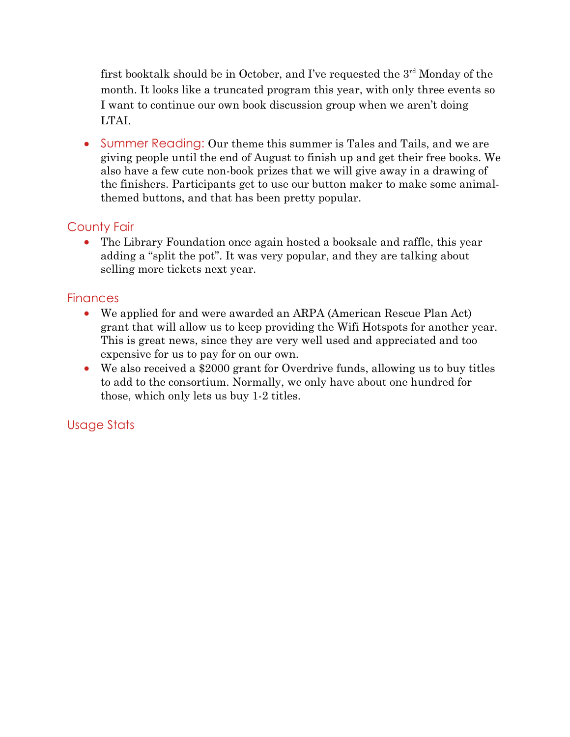first booktalk should be in October, and I've requested the 3rd Monday of the month. It looks like a truncated program this year, with only three events so I want to continue our own book discussion group when we aren't doing LTAI.

- Summer Reading: Our theme this summer is Tales and Tails, and we are giving people until the end of August to finish up and get their free books. We also have a few cute non-book prizes that we will give away in a drawing of the finishers. Participants get to use our button maker to make some animal-themed buttons, and that has been pretty popular.

## County Fair

- The Library Foundation once again hosted a booksale and raffle, this year adding a "split the pot". It was very popular, and they are talking about selling more tickets next year.

## Finances

- We applied for and were awarded an ARPA (American Rescue Plan Act) grant that will allow us to keep providing the Wifi Hotspots for another year. This is great news, since they are very well used and appreciated and too expensive for us to pay for on our own.
- We also received a $2000 grant for Overdrive funds, allowing us to buy titles to add to the consortium. Normally, we only have about one hundred for those, which only lets us buy 1-2 titles.

## Usage Stats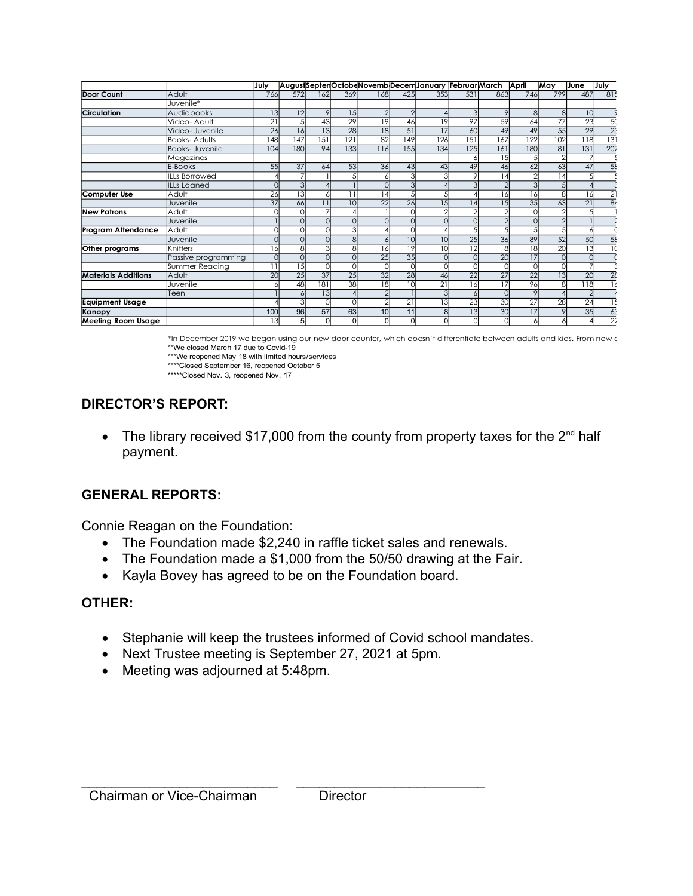| | | July | August | Septen | Octobe | Novemb | Decem | January | Februar | March | April | May | June | July |
|---|---|---|---|---|---|---|---|---|---|---|---|---|---|---|
| **Door Count** | Adult | 766 | 572 | 162 | 369 | 168 | 425 | 353 | 531 | 863 | 746 | 799 | 487 | 81 |
| | Juvenile* | | | | | | | | | | | | | |
| **Circulation** | Audiobooks | 13 | 12 | 9 | 15 | 2 | 2 | 4 | 3 | 9 | 8 | 8 | 10 | 9 |
| | Video- Adult | 21 | 5 | 43 | 29 | 19 | 46 | 19 | 97 | 59 | 64 | 77 | 23 | 50 |
| | Video- Juvenile | 26 | 16 | 13 | 28 | 18 | 51 | 17 | 60 | 49 | 49 | 55 | 29 | 23 |
| | Books- Adults | 148 | 147 | 151 | 121 | 82 | 149 | 126 | 151 | 167 | 122 | 102 | 118 | 131 |
| | Books- Juvenile | 104 | 180 | 94 | 133 | 116 | 155 | 134 | 125 | 161 | 180 | 81 | 131 | 207 |
| | Magazines | | | | | | | | 6 | 15 | 5 | 2 | 7 | 5 |
| | E-Books | 55 | 37 | 64 | 53 | 36 | 43 | 43 | 49 | 46 | 62 | 63 | 47 | 58 |
| | ILLs Borrowed | 4 | 7 | 1 | 5 | 6 | 3 | 3 | 9 | 14 | 2 | 14 | 5 | 5 |
| | ILLs Loaned | 0 | 3 | 4 | 1 | 0 | 3 | 4 | 3 | 2 | 3 | 5 | 4 | 3 |
| **Computer Use** | Adult | 26 | 13 | 6 | 11 | 14 | 5 | 5 | 4 | 16 | 16 | 8 | 16 | 21 |
| | Juvenile | 37 | 66 | 11 | 10 | 22 | 26 | 15 | 14 | 15 | 35 | 63 | 21 | 84 |
| **New Patrons** | Adult | 0 | 0 | 7 | 4 | 1 | 0 | 2 | 2 | 2 | 0 | 2 | 5 | 1 |
| | Juvenile | 1 | 0 | 0 | 0 | 0 | 0 | 0 | 0 | 2 | 0 | 2 | 1 | 2 |
| **Program Attendance** | Adult | 0 | 0 | 0 | 3 | 4 | 0 | 4 | 5 | 5 | 5 | 5 | 6 | 0 |
| | Juvenile | 0 | 0 | 0 | 8 | 6 | 10 | 10 | 25 | 36 | 89 | 52 | 50 | 58 |
| **Other programs** | Knitters | 16 | 8 | 3 | 8 | 16 | 19 | 10 | 12 | 8 | 18 | 20 | 13 | 10 |
| | Passive programming | 0 | 0 | 0 | 0 | 25 | 35 | 0 | 0 | 20 | 17 | 0 | 0 | 0 |
| | Summer Reading | 11 | 15 | 0 | 0 | 0 | 0 | 0 | 0 | 0 | 0 | 0 | 7 | 3 |
| **Materials Additions** | Adult | 20 | 25 | 37 | 25 | 32 | 28 | 46 | 22 | 27 | 22 | 13 | 20 | 28 |
| | Juvenile | 6 | 48 | 181 | 38 | 18 | 10 | 21 | 16 | 17 | 96 | 8 | 118 | 16 |
| | Teen | 1 | 6 | 13 | 4 | 2 | 1 | 3 | 6 | 0 | 9 | 4 | 2 | 4 |
| **Equipment Usage** | | 4 | 3 | 0 | 0 | 2 | 21 | 13 | 23 | 30 | 27 | 28 | 24 | 15 |
| **Kanopy** | | 100 | 96 | 57 | 63 | 10 | 11 | 8 | 13 | 30 | 17 | 9 | 35 | 63 |
| **Meeting Room Usage** | | 13 | 5 | 0 | 0 | 0 | 0 | 0 | 0 | 0 | 6 | 6 | 4 | 22 |

*In December 2019 we began using our new door counter, which doesn't differentiate between adults and kids. From now o
**We closed March 17 due to Covid-19
***We reopened May 18 with limited hours/services
****Closed September 16, reopened October 5
*****Closed Nov. 3, reopened Nov. 17

## DIRECTOR'S REPORT:

- The library received $17,000 from the county from property taxes for the 2nd half payment.

## GENERAL REPORTS:

Connie Reagan on the Foundation:

- The Foundation made $2,240 in raffle ticket sales and renewals.
- The Foundation made a $1,000 from the 50/50 drawing at the Fair.
- Kayla Bovey has agreed to be on the Foundation board.

## OTHER:

- Stephanie will keep the trustees informed of Covid school mandates.
- Next Trustee meeting is September 27, 2021 at 5pm.
- Meeting was adjourned at 5:48pm.

___________________________ ___________________________

Chairman or Vice-Chairman Director